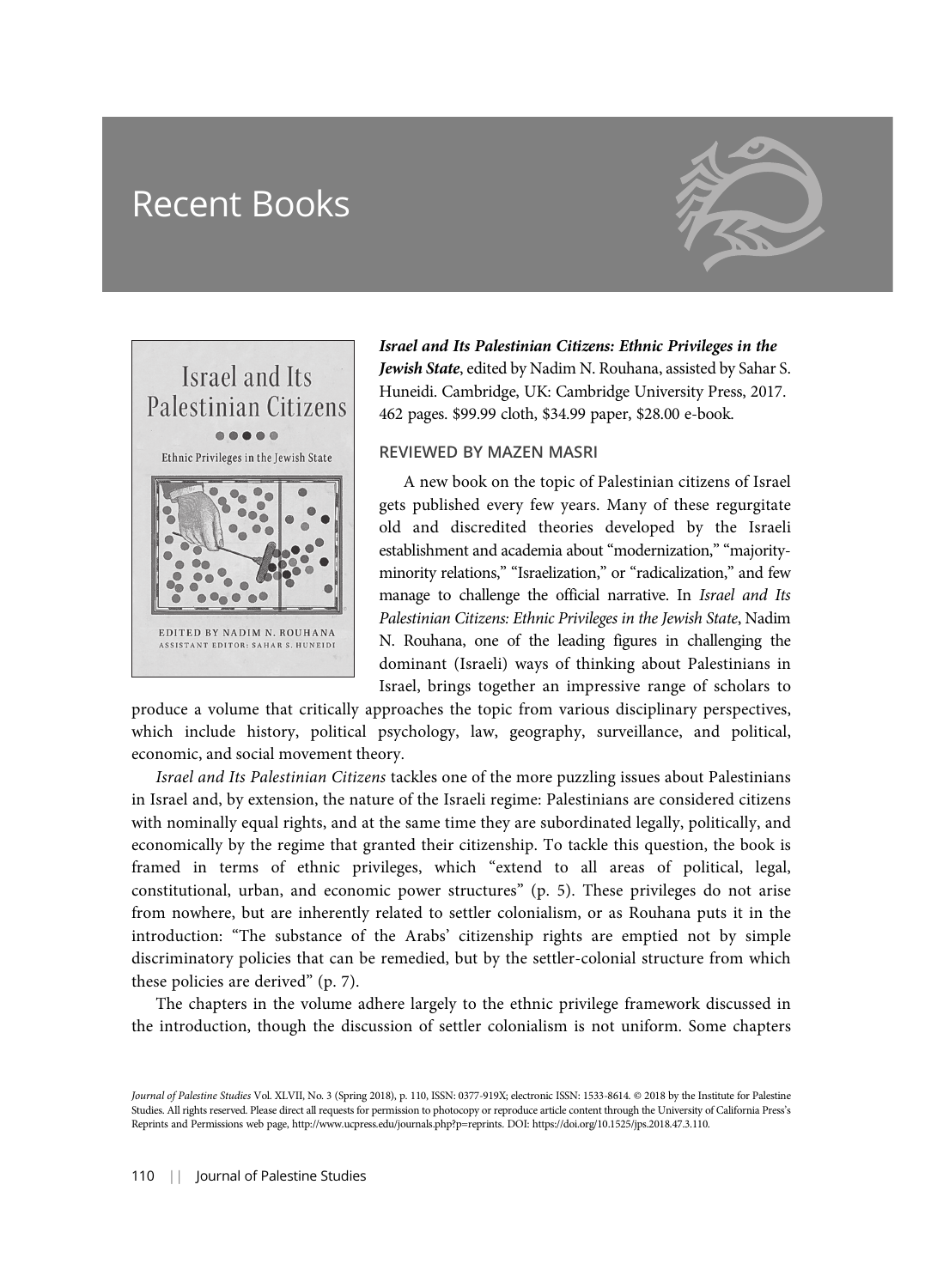# Recent Books

***Israel and Its Palestinian Citizens: Ethnic Privileges in the Jewish State***, edited by Nadim N. Rouhana, assisted by Sahar S. Huneidi. Cambridge, UK: Cambridge University Press, 2017. 462 pages. $99.99 cloth, $34.99 paper, $28.00 e-book.

## REVIEWED BY MAZEN MASRI

A new book on the topic of Palestinian citizens of Israel gets published every few years. Many of these regurgitate old and discredited theories developed by the Israeli establishment and academia about "modernization," "majority-minority relations," "Israelization," or "radicalization," and few manage to challenge the official narrative. In *Israel and Its Palestinian Citizens: Ethnic Privileges in the Jewish State*, Nadim N. Rouhana, one of the leading figures in challenging the dominant (Israeli) ways of thinking about Palestinians in Israel, brings together an impressive range of scholars to produce a volume that critically approaches the topic from various disciplinary perspectives, which include history, political psychology, law, geography, surveillance, and political, economic, and social movement theory.

*Israel and Its Palestinian Citizens* tackles one of the more puzzling issues about Palestinians in Israel and, by extension, the nature of the Israeli regime: Palestinians are considered citizens with nominally equal rights, and at the same time they are subordinated legally, politically, and economically by the regime that granted their citizenship. To tackle this question, the book is framed in terms of ethnic privileges, which "extend to all areas of political, legal, constitutional, urban, and economic power structures" (p. 5). These privileges do not arise from nowhere, but are inherently related to settler colonialism, or as Rouhana puts it in the introduction: "The substance of the Arabs' citizenship rights are emptied not by simple discriminatory policies that can be remedied, but by the settler-colonial structure from which these policies are derived" (p. 7).

The chapters in the volume adhere largely to the ethnic privilege framework discussed in the introduction, though the discussion of settler colonialism is not uniform. Some chapters

*Journal of Palestine Studies* Vol. XLVII, No. 3 (Spring 2018), p. 110, ISSN: 0377-919X; electronic ISSN: 1533-8614. © 2018 by the Institute for Palestine Studies. All rights reserved. Please direct all requests for permission to photocopy or reproduce article content through the University of California Press's Reprints and Permissions web page, http://www.ucpress.edu/journals.php?p=reprints. DOI: https://doi.org/10.1525/jps.2018.47.3.110.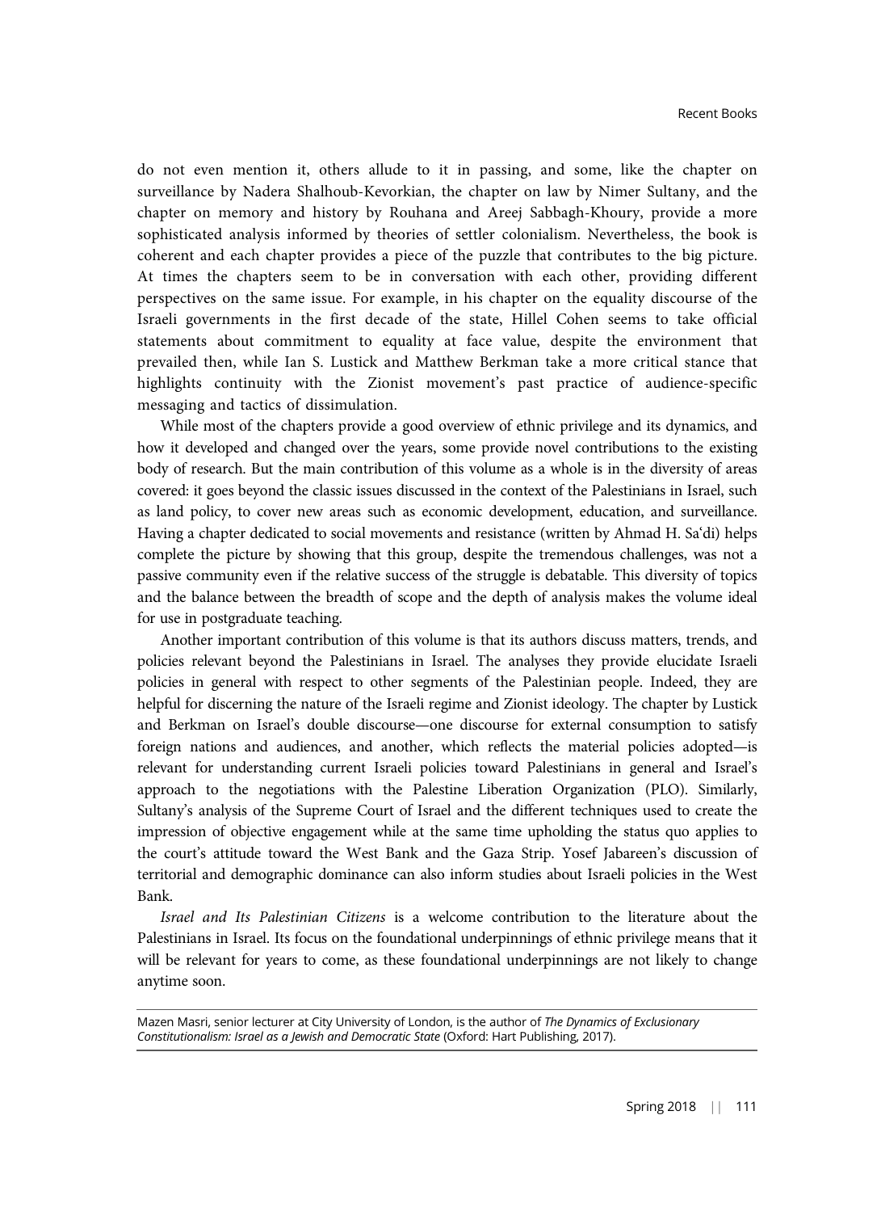do not even mention it, others allude to it in passing, and some, like the chapter on surveillance by Nadera Shalhoub-Kevorkian, the chapter on law by Nimer Sultany, and the chapter on memory and history by Rouhana and Areej Sabbagh-Khoury, provide a more sophisticated analysis informed by theories of settler colonialism. Nevertheless, the book is coherent and each chapter provides a piece of the puzzle that contributes to the big picture. At times the chapters seem to be in conversation with each other, providing different perspectives on the same issue. For example, in his chapter on the equality discourse of the Israeli governments in the first decade of the state, Hillel Cohen seems to take official statements about commitment to equality at face value, despite the environment that prevailed then, while Ian S. Lustick and Matthew Berkman take a more critical stance that highlights continuity with the Zionist movement's past practice of audience-specific messaging and tactics of dissimulation.

While most of the chapters provide a good overview of ethnic privilege and its dynamics, and how it developed and changed over the years, some provide novel contributions to the existing body of research. But the main contribution of this volume as a whole is in the diversity of areas covered: it goes beyond the classic issues discussed in the context of the Palestinians in Israel, such as land policy, to cover new areas such as economic development, education, and surveillance. Having a chapter dedicated to social movements and resistance (written by Ahmad H. Sa'di) helps complete the picture by showing that this group, despite the tremendous challenges, was not a passive community even if the relative success of the struggle is debatable. This diversity of topics and the balance between the breadth of scope and the depth of analysis makes the volume ideal for use in postgraduate teaching.

Another important contribution of this volume is that its authors discuss matters, trends, and policies relevant beyond the Palestinians in Israel. The analyses they provide elucidate Israeli policies in general with respect to other segments of the Palestinian people. Indeed, they are helpful for discerning the nature of the Israeli regime and Zionist ideology. The chapter by Lustick and Berkman on Israel's double discourse—one discourse for external consumption to satisfy foreign nations and audiences, and another, which reflects the material policies adopted—is relevant for understanding current Israeli policies toward Palestinians in general and Israel's approach to the negotiations with the Palestine Liberation Organization (PLO). Similarly, Sultany's analysis of the Supreme Court of Israel and the different techniques used to create the impression of objective engagement while at the same time upholding the status quo applies to the court's attitude toward the West Bank and the Gaza Strip. Yosef Jabareen's discussion of territorial and demographic dominance can also inform studies about Israeli policies in the West Bank.

*Israel and Its Palestinian Citizens* is a welcome contribution to the literature about the Palestinians in Israel. Its focus on the foundational underpinnings of ethnic privilege means that it will be relevant for years to come, as these foundational underpinnings are not likely to change anytime soon.

---

Mazen Masri, senior lecturer at City University of London, is the author of *The Dynamics of Exclusionary Constitutionalism: Israel as a Jewish and Democratic State* (Oxford: Hart Publishing, 2017).